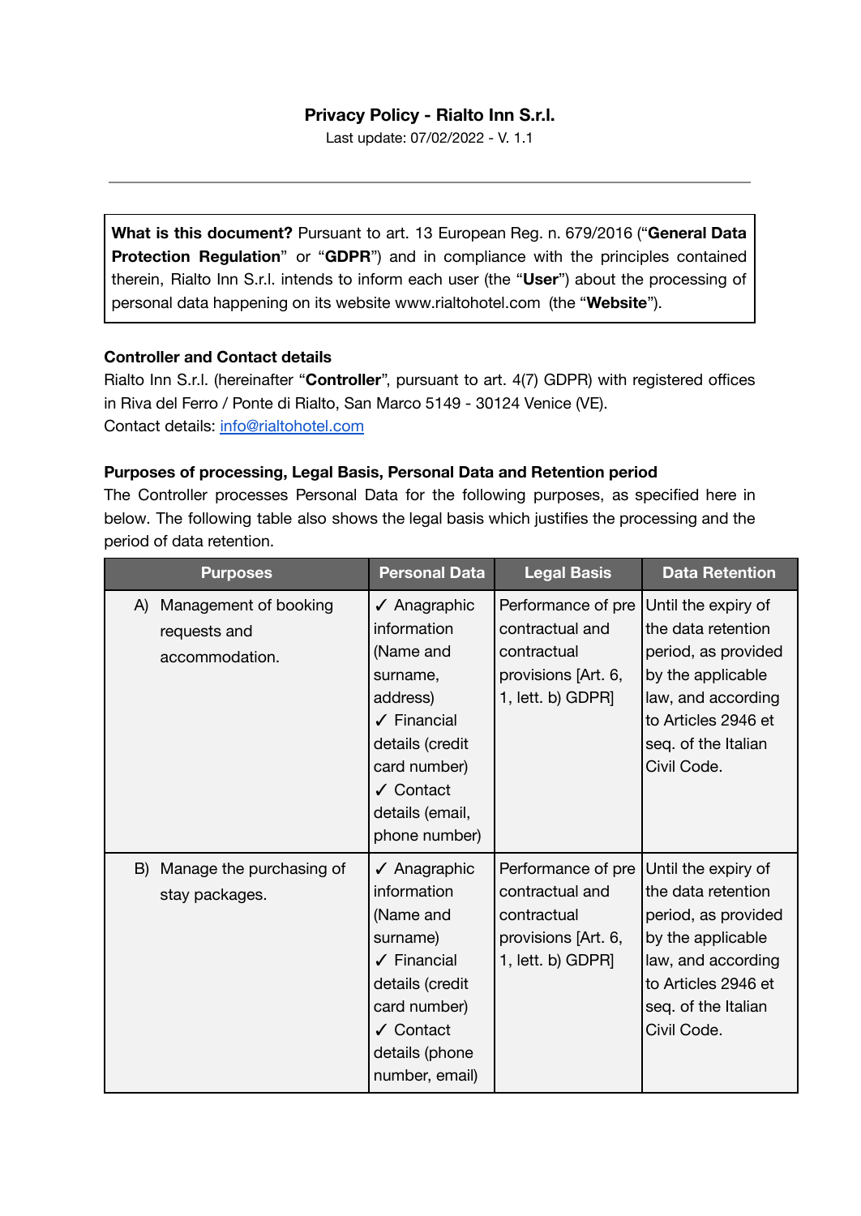# Privacy Policy - Rialto Inn S.r.l.

Last update: 07/02/2022 - V. 1.1

---

**What is this document?** Pursuant to art. 13 European Reg. n. 679/2016 ("**General Data Protection Regulation**" or "**GDPR**") and in compliance with the principles contained therein, Rialto Inn S.r.l. intends to inform each user (the "**User**") about the processing of personal data happening on its website www.rialtohotel.com (the "**Website**").

### Controller and Contact details

Rialto Inn S.r.l. (hereinafter "**Controller**", pursuant to art. 4(7) GDPR) with registered offices in Riva del Ferro / Ponte di Rialto, San Marco 5149 - 30124 Venice (VE).
Contact details: info@rialtohotel.com

### Purposes of processing, Legal Basis, Personal Data and Retention period

The Controller processes Personal Data for the following purposes, as specified here in below. The following table also shows the legal basis which justifies the processing and the period of data retention.

| Purposes | Personal Data | Legal Basis | Data Retention |
|---|---|---|---|
| A) Management of booking requests and accommodation. | ✓ Anagraphic information (Name and surname, address) ✓ Financial details (credit card number) ✓ Contact details (email, phone number) | Performance of pre contractual and contractual provisions [Art. 6, 1, lett. b) GDPR] | Until the expiry of the data retention period, as provided by the applicable law, and according to Articles 2946 et seq. of the Italian Civil Code. |
| B) Manage the purchasing of stay packages. | ✓ Anagraphic information (Name and surname) ✓ Financial details (credit card number) ✓ Contact details (phone number, email) | Performance of pre contractual and contractual provisions [Art. 6, 1, lett. b) GDPR] | Until the expiry of the data retention period, as provided by the applicable law, and according to Articles 2946 et seq. of the Italian Civil Code. |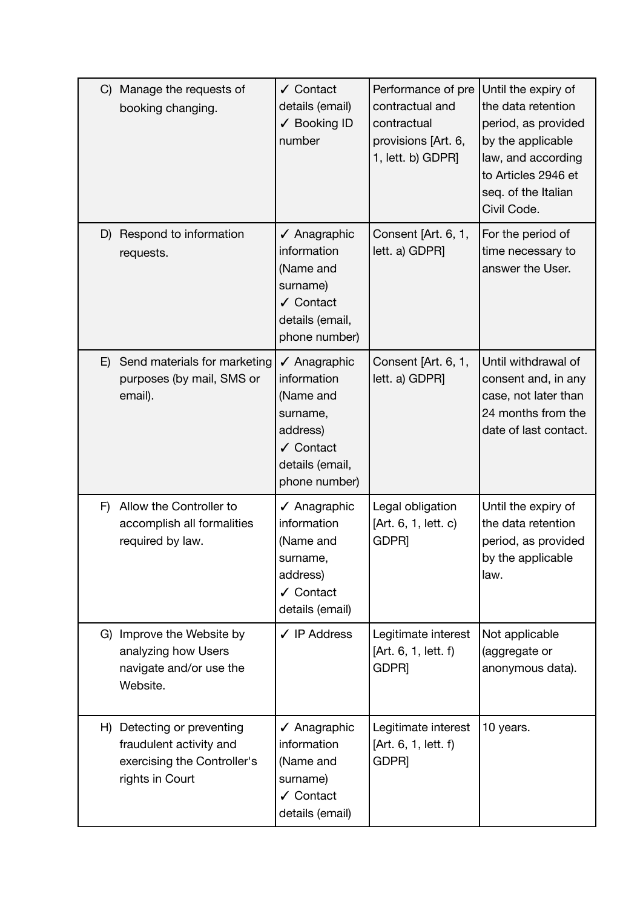| | | | |
|---|---|---|---|
| C) Manage the requests of booking changing. | ✓ Contact details (email)<br>✓ Booking ID number | Performance of pre contractual and contractual provisions [Art. 6, 1, lett. b) GDPR] | Until the expiry of the data retention period, as provided by the applicable law, and according to Articles 2946 et seq. of the Italian Civil Code. |
| D) Respond to information requests. | ✓ Anagraphic information (Name and surname)<br>✓ Contact details (email, phone number) | Consent [Art. 6, 1, lett. a) GDPR] | For the period of time necessary to answer the User. |
| E) Send materials for marketing purposes (by mail, SMS or email). | ✓ Anagraphic information (Name and surname, address)<br>✓ Contact details (email, phone number) | Consent [Art. 6, 1, lett. a) GDPR] | Until withdrawal of consent and, in any case, not later than 24 months from the date of last contact. |
| F) Allow the Controller to accomplish all formalities required by law. | ✓ Anagraphic information (Name and surname, address)<br>✓ Contact details (email) | Legal obligation [Art. 6, 1, lett. c) GDPR] | Until the expiry of the data retention period, as provided by the applicable law. |
| G) Improve the Website by analyzing how Users navigate and/or use the Website. | ✓ IP Address | Legitimate interest [Art. 6, 1, lett. f) GDPR] | Not applicable (aggregate or anonymous data). |
| H) Detecting or preventing fraudulent activity and exercising the Controller's rights in Court | ✓ Anagraphic information (Name and surname)<br>✓ Contact details (email) | Legitimate interest [Art. 6, 1, lett. f) GDPR] | 10 years. |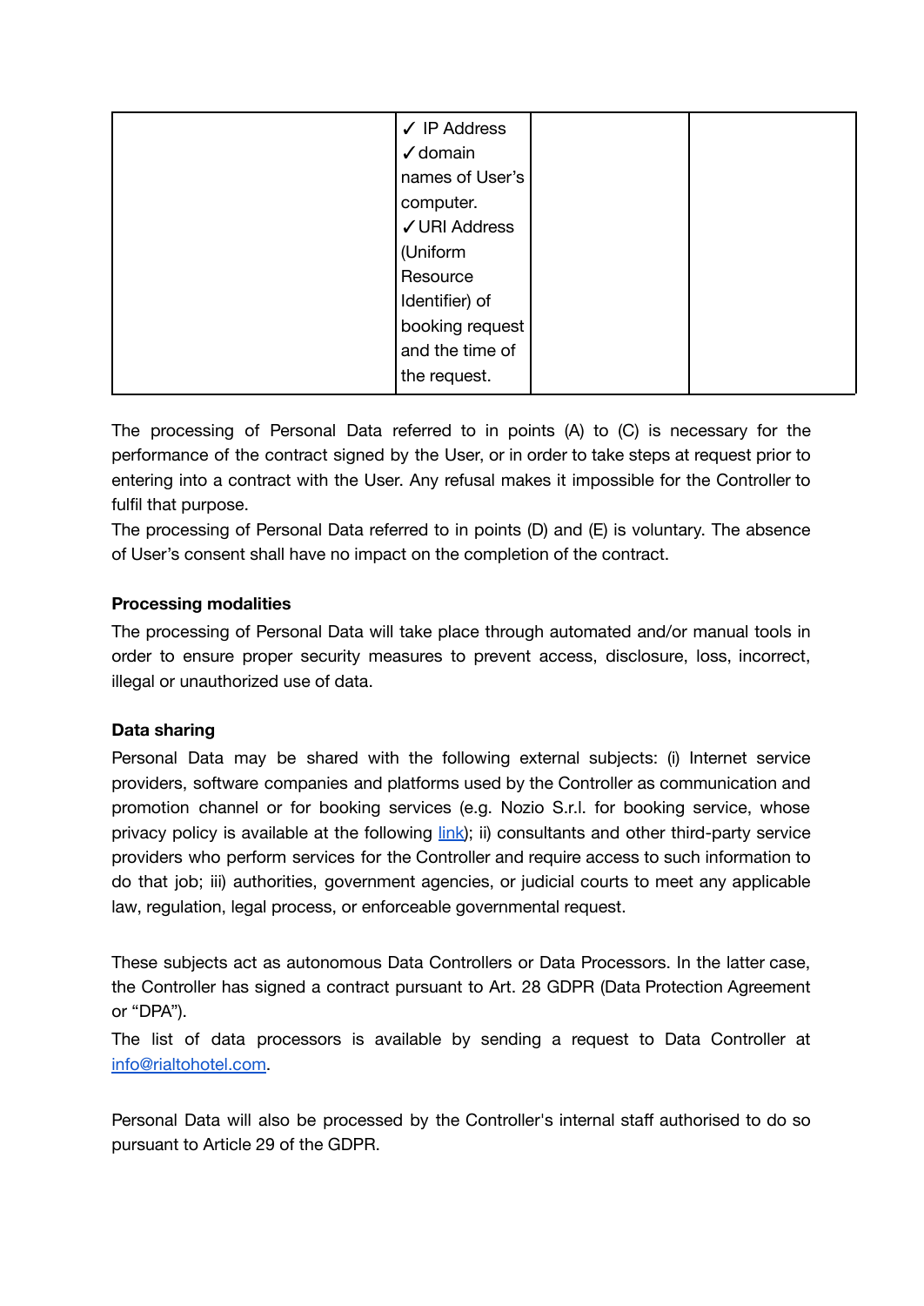|  | ✓ IP Address ✓domain names of User's computer. ✓URI Address (Uniform Resource Identifier) of booking request and the time of the request. |  |  |
|---|---|---|---|

The processing of Personal Data referred to in points (A) to (C) is necessary for the performance of the contract signed by the User, or in order to take steps at request prior to entering into a contract with the User. Any refusal makes it impossible for the Controller to fulfil that purpose.
The processing of Personal Data referred to in points (D) and (E) is voluntary. The absence of User's consent shall have no impact on the completion of the contract.

**Processing modalities**

The processing of Personal Data will take place through automated and/or manual tools in order to ensure proper security measures to prevent access, disclosure, loss, incorrect, illegal or unauthorized use of data.

**Data sharing**

Personal Data may be shared with the following external subjects: (i) Internet service providers, software companies and platforms used by the Controller as communication and promotion channel or for booking services (e.g. Nozio S.r.l. for booking service, whose privacy policy is available at the following link); ii) consultants and other third-party service providers who perform services for the Controller and require access to such information to do that job; iii) authorities, government agencies, or judicial courts to meet any applicable law, regulation, legal process, or enforceable governmental request.

These subjects act as autonomous Data Controllers or Data Processors. In the latter case, the Controller has signed a contract pursuant to Art. 28 GDPR (Data Protection Agreement or "DPA").
The list of data processors is available by sending a request to Data Controller at info@rialtohotel.com.

Personal Data will also be processed by the Controller's internal staff authorised to do so pursuant to Article 29 of the GDPR.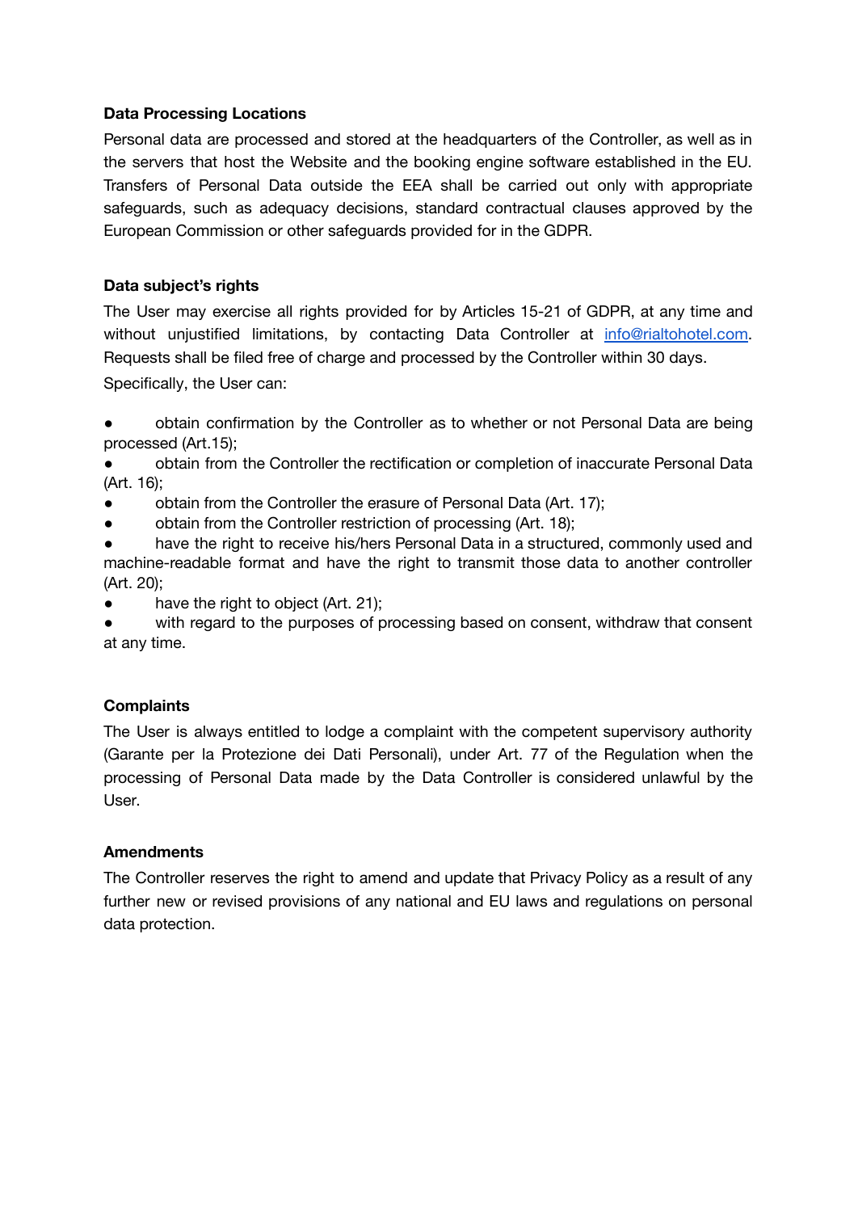**Data Processing Locations**

Personal data are processed and stored at the headquarters of the Controller, as well as in the servers that host the Website and the booking engine software established in the EU. Transfers of Personal Data outside the EEA shall be carried out only with appropriate safeguards, such as adequacy decisions, standard contractual clauses approved by the European Commission or other safeguards provided for in the GDPR.

**Data subject's rights**

The User may exercise all rights provided for by Articles 15-21 of GDPR, at any time and without unjustified limitations, by contacting Data Controller at [info@rialtohotel.com](mailto:info@rialtohotel.com). Requests shall be filed free of charge and processed by the Controller within 30 days.

Specifically, the User can:

- obtain confirmation by the Controller as to whether or not Personal Data are being processed (Art.15);
- obtain from the Controller the rectification or completion of inaccurate Personal Data (Art. 16);
- obtain from the Controller the erasure of Personal Data (Art. 17);
- obtain from the Controller restriction of processing (Art. 18);
- have the right to receive his/hers Personal Data in a structured, commonly used and machine-readable format and have the right to transmit those data to another controller (Art. 20);
- have the right to object (Art. 21);
- with regard to the purposes of processing based on consent, withdraw that consent at any time.

**Complaints**

The User is always entitled to lodge a complaint with the competent supervisory authority (Garante per la Protezione dei Dati Personali), under Art. 77 of the Regulation when the processing of Personal Data made by the Data Controller is considered unlawful by the User.

**Amendments**

The Controller reserves the right to amend and update that Privacy Policy as a result of any further new or revised provisions of any national and EU laws and regulations on personal data protection.